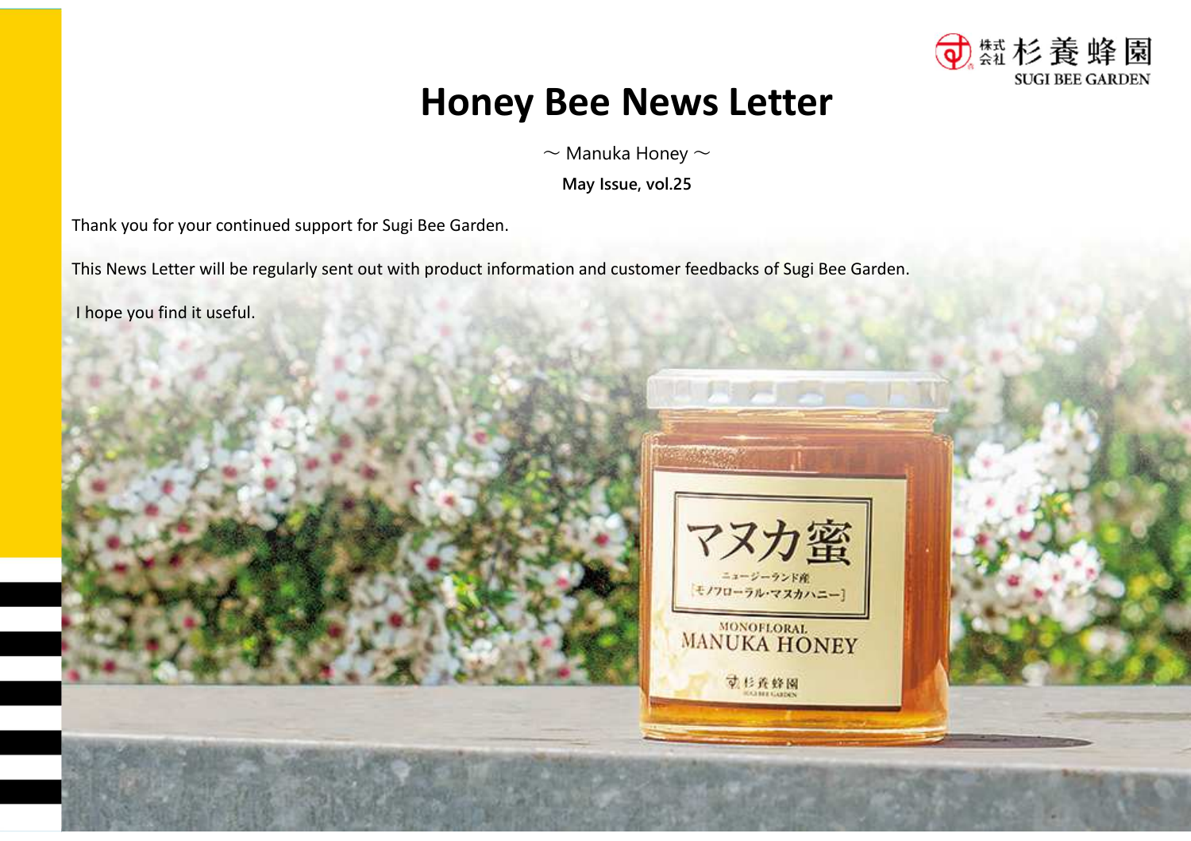株式会社 杉養蜂園
SUGI BEE GARDEN

# Honey Bee News Letter

～ Manuka Honey ～

**May Issue, vol.25**

Thank you for your continued support for Sugi Bee Garden.

This News Letter will be regularly sent out with product information and customer feedbacks of Sugi Bee Garden.

I hope you find it useful.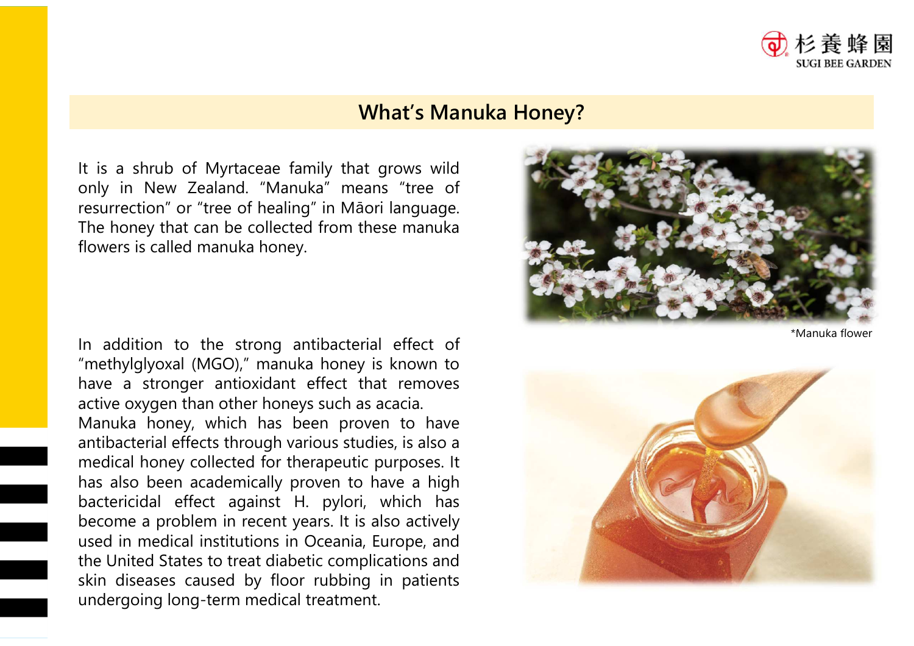## What's Manuka Honey?

It is a shrub of Myrtaceae family that grows wild only in New Zealand. "Manuka" means "tree of resurrection" or "tree of healing" in Māori language. The honey that can be collected from these manuka flowers is called manuka honey.

*Manuka flower

In addition to the strong antibacterial effect of "methylglyoxal (MGO)," manuka honey is known to have a stronger antioxidant effect that removes active oxygen than other honeys such as acacia.

Manuka honey, which has been proven to have antibacterial effects through various studies, is also a medical honey collected for therapeutic purposes. It has also been academically proven to have a high bactericidal effect against H. pylori, which has become a problem in recent years. It is also actively used in medical institutions in Oceania, Europe, and the United States to treat diabetic complications and skin diseases caused by floor rubbing in patients undergoing long-term medical treatment.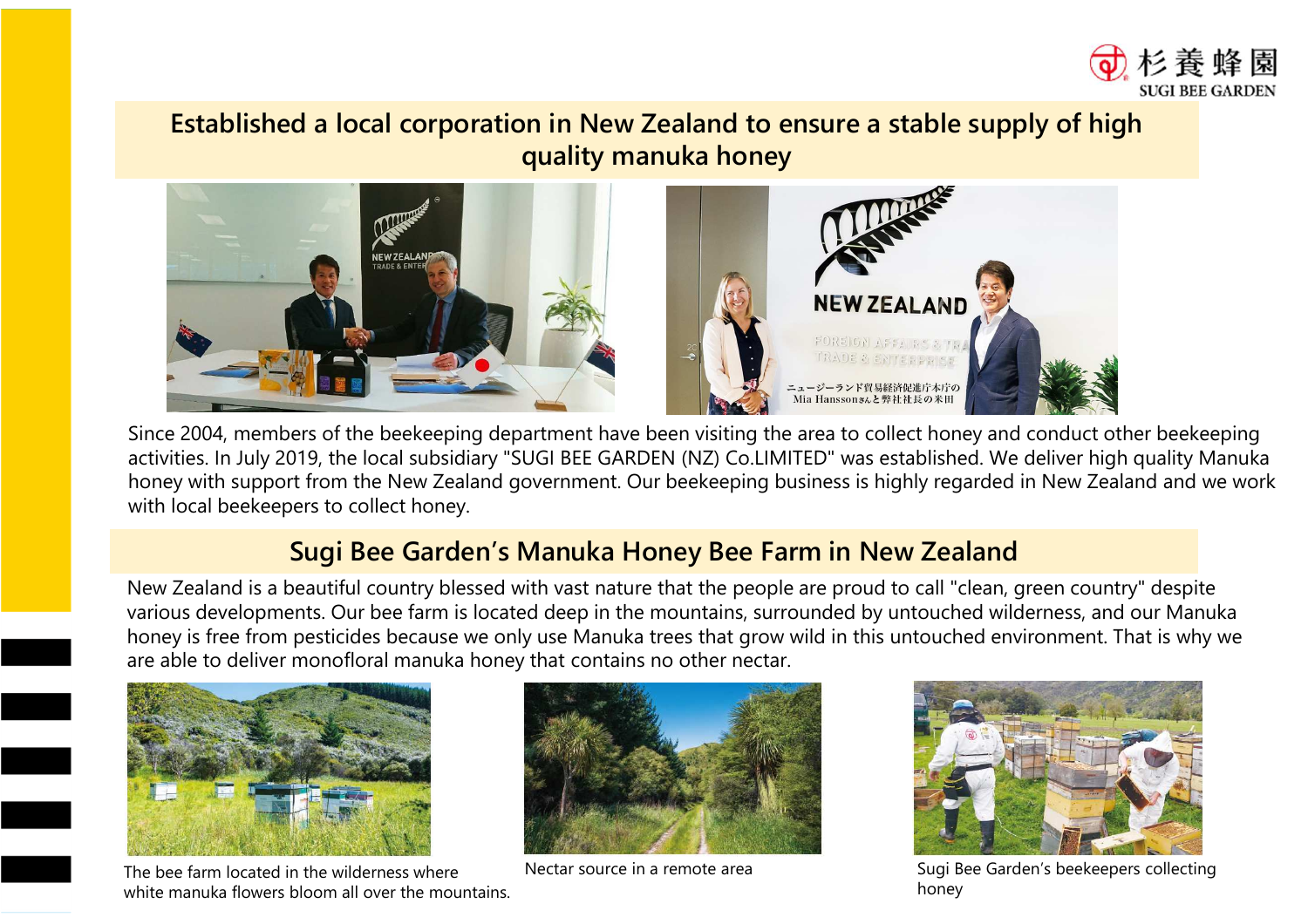## Established a local corporation in New Zealand to ensure a stable supply of high quality manuka honey

Since 2004, members of the beekeeping department have been visiting the area to collect honey and conduct other beekeeping activities. In July 2019, the local subsidiary "SUGI BEE GARDEN (NZ) Co.LIMITED" was established. We deliver high quality Manuka honey with support from the New Zealand government. Our beekeeping business is highly regarded in New Zealand and we work with local beekeepers to collect honey.

## Sugi Bee Garden's Manuka Honey Bee Farm in New Zealand

New Zealand is a beautiful country blessed with vast nature that the people are proud to call "clean, green country" despite various developments. Our bee farm is located deep in the mountains, surrounded by untouched wilderness, and our Manuka honey is free from pesticides because we only use Manuka trees that grow wild in this untouched environment. That is why we are able to deliver monofloral manuka honey that contains no other nectar.

The bee farm located in the wilderness where white manuka flowers bloom all over the mountains.

Nectar source in a remote area

Sugi Bee Garden's beekeepers collecting honey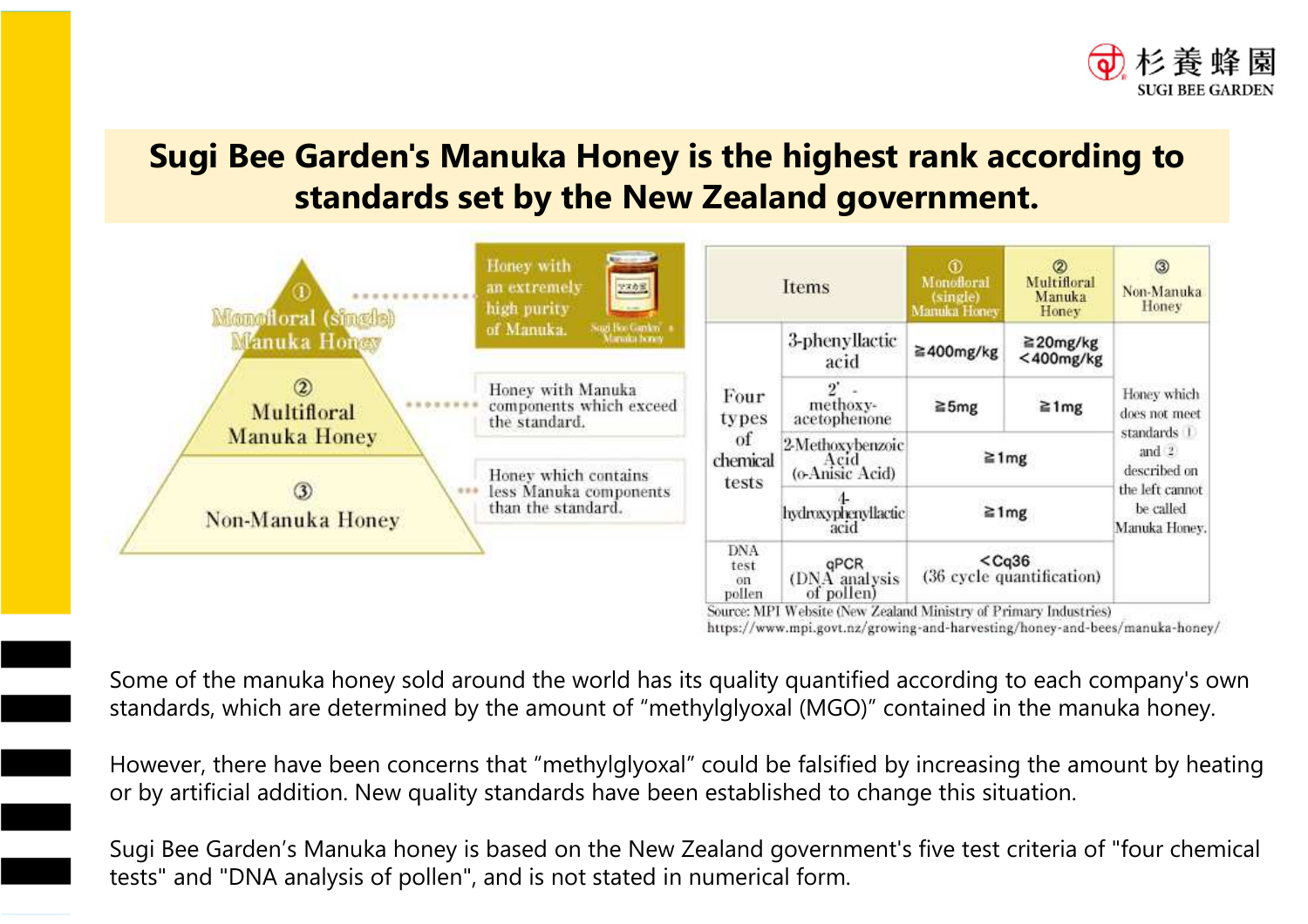# Sugi Bee Garden's Manuka Honey is the highest rank according to standards set by the New Zealand government.

① Monofloral (single) Manuka Honey — Honey with an extremely high purity of Manuka. Sugi Bee Garden's Manuka honey

② Multifloral Manuka Honey — Honey with Manuka components which exceed the standard.

③ Non-Manuka Honey — Honey which contains less Manuka components than the standard.

| Items | | ① Monofloral (single) Manuka Honey | ② Multifloral Manuka Honey | ③ Non-Manuka Honey |
|---|---|---|---|---|
| Four types of chemical tests | 3-phenyllactic acid | ≧400mg/kg | ≧20mg/kg <400mg/kg | Honey which does not meet standards ① and ② described on the left cannot be called Manuka Honey. |
| | 2'-methoxy-acetophenone | ≧5mg | ≧1mg | |
| | 2-Methoxybenzoic Acid (o-Anisic Acid) | ≧1mg | | |
| | 4-hydroxyphenyllactic acid | ≧1mg | | |
| DNA test on pollen | qPCR (DNA analysis of pollen) | <Cq36 (36 cycle quantification) | | |

Source: MPI Website (New Zealand Ministry of Primary Industries)
https://www.mpi.govt.nz/growing-and-harvesting/honey-and-bees/manuka-honey/

Some of the manuka honey sold around the world has its quality quantified according to each company's own standards, which are determined by the amount of "methylglyoxal (MGO)" contained in the manuka honey.

However, there have been concerns that "methylglyoxal" could be falsified by increasing the amount by heating or by artificial addition. New quality standards have been established to change this situation.

Sugi Bee Garden's Manuka honey is based on the New Zealand government's five test criteria of "four chemical tests" and "DNA analysis of pollen", and is not stated in numerical form.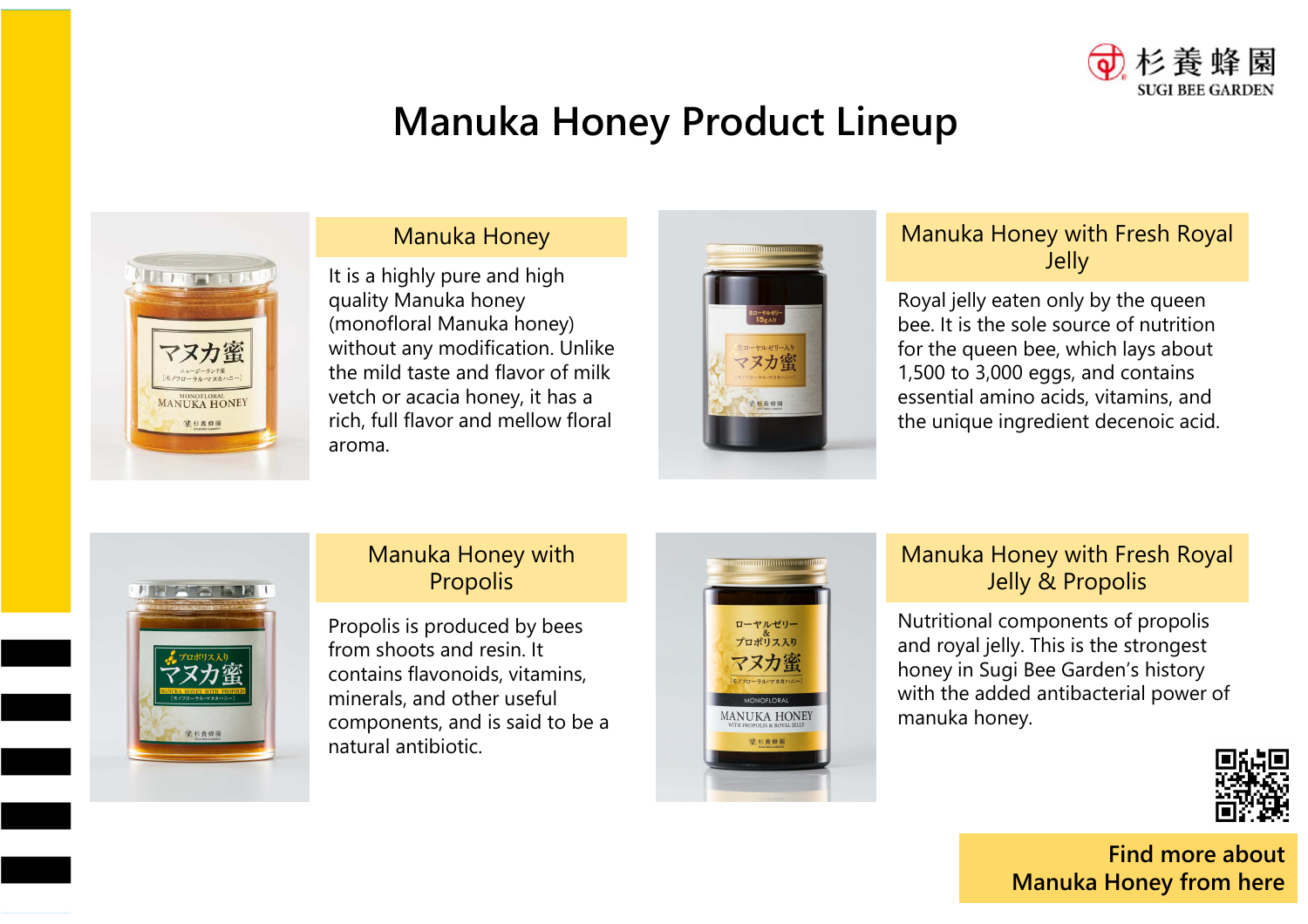# Manuka Honey Product Lineup

杉養蜂園
SUGI BEE GARDEN

## Manuka Honey

It is a highly pure and high quality Manuka honey (monofloral Manuka honey) without any modification. Unlike the mild taste and flavor of milk vetch or acacia honey, it has a rich, full flavor and mellow floral aroma.

## Manuka Honey with Fresh Royal Jelly

Royal jelly eaten only by the queen bee. It is the sole source of nutrition for the queen bee, which lays about 1,500 to 3,000 eggs, and contains essential amino acids, vitamins, and the unique ingredient decenoic acid.

## Manuka Honey with Propolis

Propolis is produced by bees from shoots and resin. It contains flavonoids, vitamins, minerals, and other useful components, and is said to be a natural antibiotic.

## Manuka Honey with Fresh Royal Jelly & Propolis

Nutritional components of propolis and royal jelly. This is the strongest honey in Sugi Bee Garden's history with the added antibacterial power of manuka honey.

Find more about Manuka Honey from here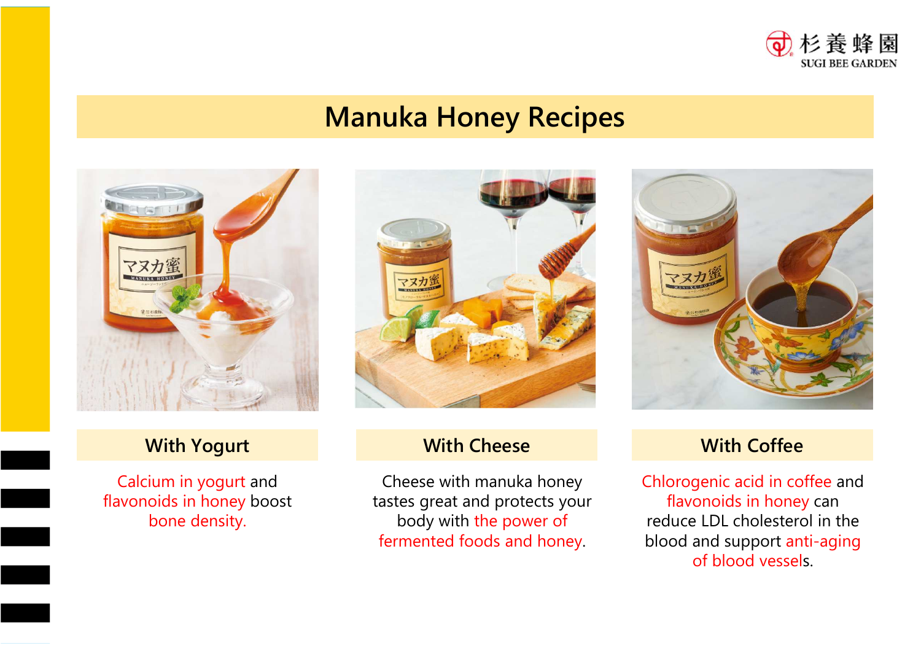# Manuka Honey Recipes

### With Yogurt

Calcium in yogurt and flavonoids in honey boost bone density.

### With Cheese

Cheese with manuka honey tastes great and protects your body with the power of fermented foods and honey.

### With Coffee

Chlorogenic acid in coffee and flavonoids in honey can reduce LDL cholesterol in the blood and support anti-aging of blood vessels.